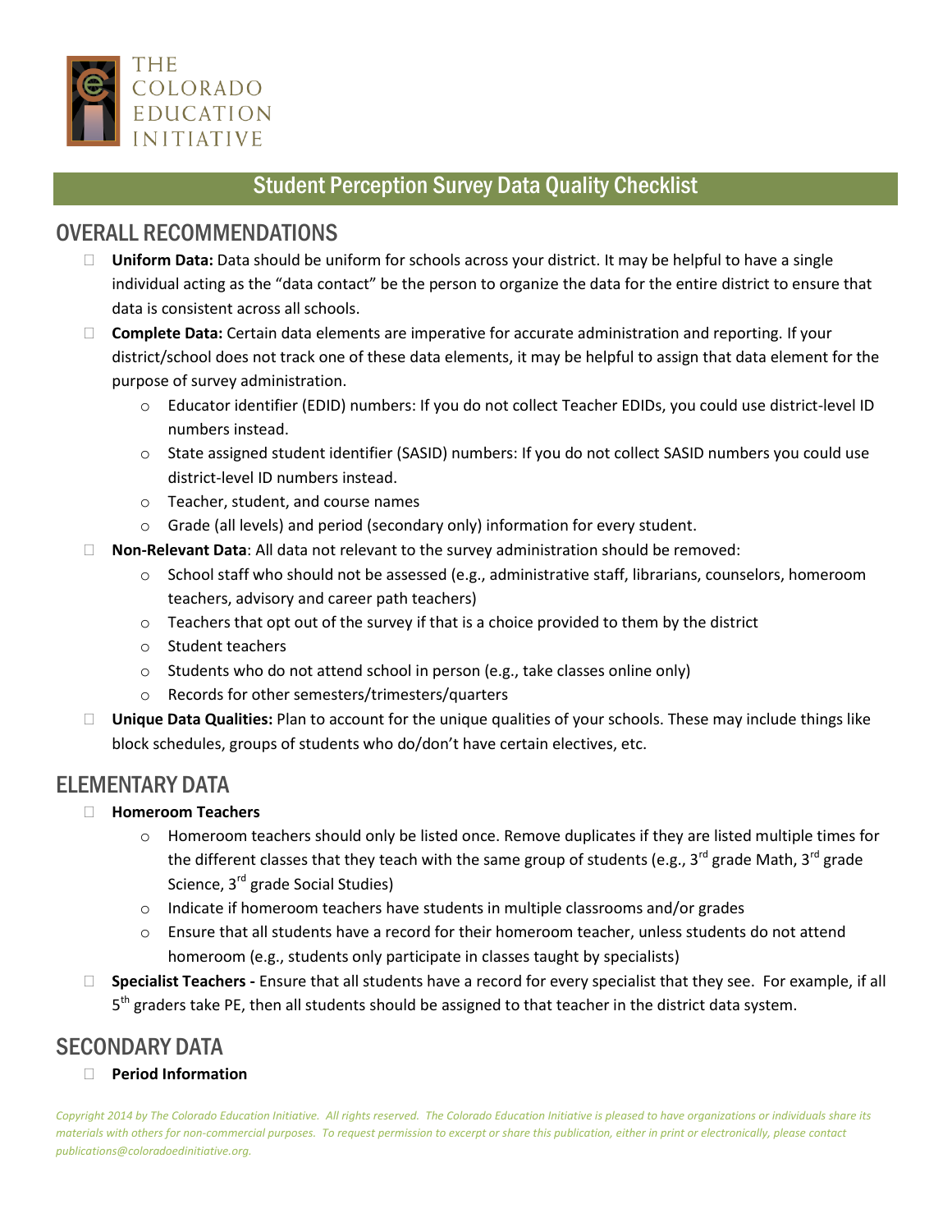THE COLORADO EDUCATION INITIATIVE

# Student Perception Survey Data Quality Checklist

## OVERALL RECOMMENDATIONS

- ☐ **Uniform Data:** Data should be uniform for schools across your district. It may be helpful to have a single individual acting as the "data contact" be the person to organize the data for the entire district to ensure that data is consistent across all schools.
- ☐ **Complete Data:** Certain data elements are imperative for accurate administration and reporting. If your district/school does not track one of these data elements, it may be helpful to assign that data element for the purpose of survey administration.
  - Educator identifier (EDID) numbers: If you do not collect Teacher EDIDs, you could use district-level ID numbers instead.
  - State assigned student identifier (SASID) numbers: If you do not collect SASID numbers you could use district-level ID numbers instead.
  - Teacher, student, and course names
  - Grade (all levels) and period (secondary only) information for every student.
- ☐ **Non-Relevant Data**: All data not relevant to the survey administration should be removed:
  - School staff who should not be assessed (e.g., administrative staff, librarians, counselors, homeroom teachers, advisory and career path teachers)
  - Teachers that opt out of the survey if that is a choice provided to them by the district
  - Student teachers
  - Students who do not attend school in person (e.g., take classes online only)
  - Records for other semesters/trimesters/quarters
- ☐ **Unique Data Qualities:** Plan to account for the unique qualities of your schools. These may include things like block schedules, groups of students who do/don't have certain electives, etc.

## ELEMENTARY DATA

- ☐ **Homeroom Teachers**
  - Homeroom teachers should only be listed once. Remove duplicates if they are listed multiple times for the different classes that they teach with the same group of students (e.g., 3rd grade Math, 3rd grade Science, 3rd grade Social Studies)
  - Indicate if homeroom teachers have students in multiple classrooms and/or grades
  - Ensure that all students have a record for their homeroom teacher, unless students do not attend homeroom (e.g., students only participate in classes taught by specialists)
- ☐ **Specialist Teachers -** Ensure that all students have a record for every specialist that they see. For example, if all 5th graders take PE, then all students should be assigned to that teacher in the district data system.

## SECONDARY DATA

- ☐ **Period Information**

*Copyright 2014 by The Colorado Education Initiative. All rights reserved. The Colorado Education Initiative is pleased to have organizations or individuals share its materials with others for non-commercial purposes. To request permission to excerpt or share this publication, either in print or electronically, please contact publications@coloradoedinitiative.org.*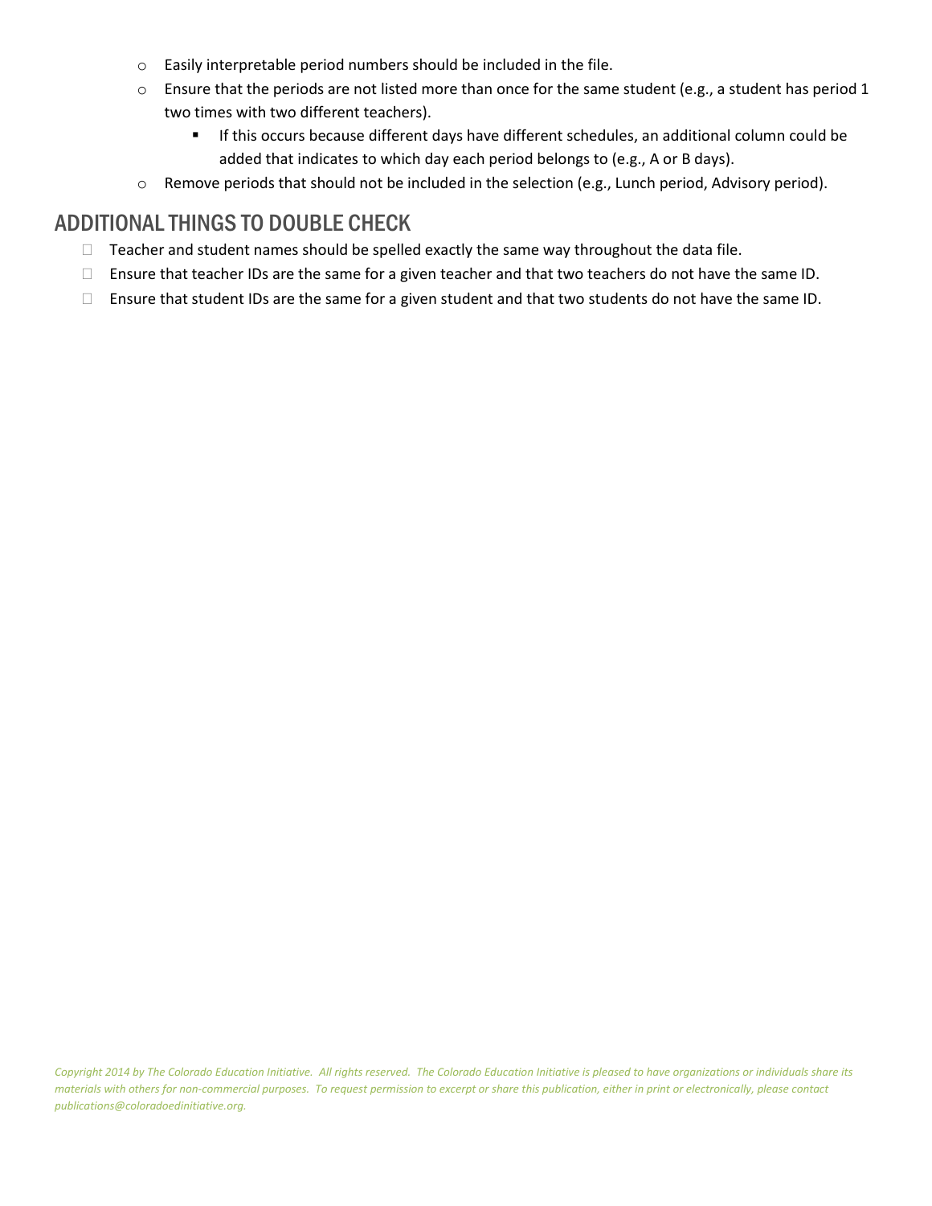- Easily interpretable period numbers should be included in the file.
- Ensure that the periods are not listed more than once for the same student (e.g., a student has period 1 two times with two different teachers).
  - If this occurs because different days have different schedules, an additional column could be added that indicates to which day each period belongs to (e.g., A or B days).
- Remove periods that should not be included in the selection (e.g., Lunch period, Advisory period).

## ADDITIONAL THINGS TO DOUBLE CHECK

- Teacher and student names should be spelled exactly the same way throughout the data file.
- Ensure that teacher IDs are the same for a given teacher and that two teachers do not have the same ID.
- Ensure that student IDs are the same for a given student and that two students do not have the same ID.

*Copyright 2014 by The Colorado Education Initiative. All rights reserved. The Colorado Education Initiative is pleased to have organizations or individuals share its materials with others for non-commercial purposes. To request permission to excerpt or share this publication, either in print or electronically, please contact publications@coloradoedinitiative.org.*